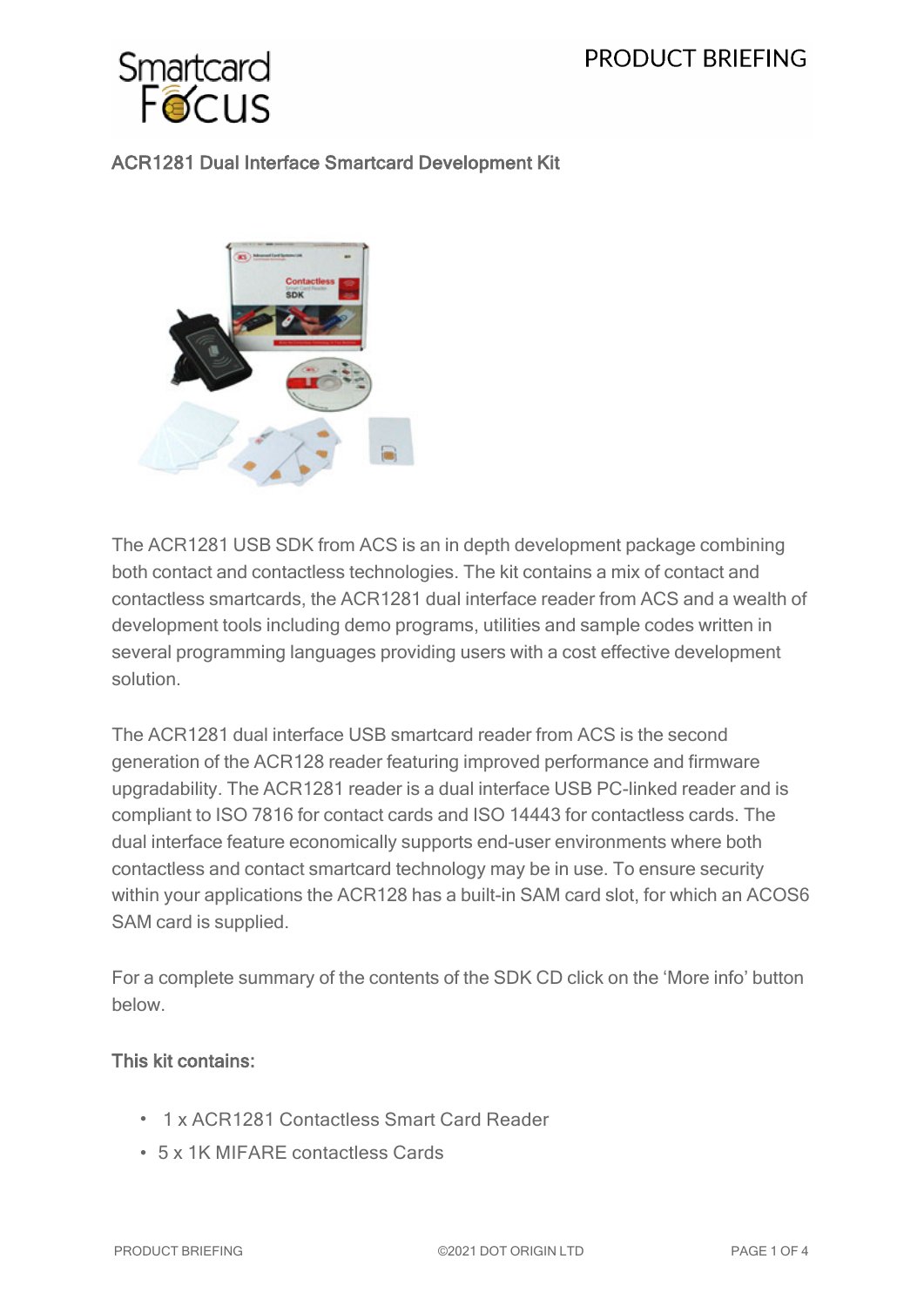# ACR1281 Dual Interface Smartcard Development Kit

The ACR1281 USB SDK from ACS is an in depth development package combining both contact and contactless technologies. The kit contains a mix of contact and contactless smartcards, the ACR1281 dual interface reader from ACS and a wealth of development tools including demo programs, utilities and sample codes written in several programming languages providing users with a cost effective development solution.

The ACR1281 dual interface USB smartcard reader from ACS is the second generation of the ACR128 reader featuring improved performance and firmware upgradability. The ACR1281 reader is a dual interface USB PC-linked reader and is compliant to ISO 7816 for contact cards and ISO 14443 for contactless cards. The dual interface feature economically supports end-user environments where both contactless and contact smartcard technology may be in use. To ensure security within your applications the ACR128 has a built-in SAM card slot, for which an ACOS6 SAM card is supplied.

For a complete summary of the contents of the SDK CD click on the 'More info' button below.

## This kit contains:

- 1 x ACR1281 Contactless Smart Card Reader
- 5 x 1K MIFARE contactless Cards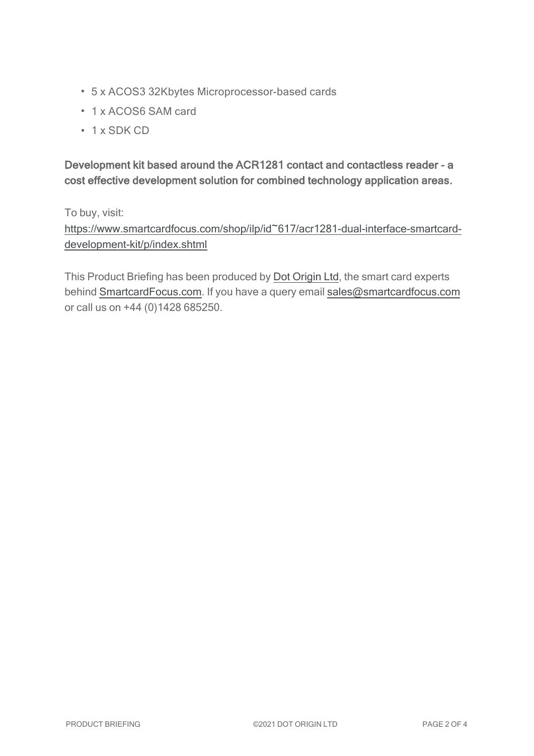- 5 x ACOS3 32Kbytes Microprocessor-based cards
- 1 x ACOS6 SAM card
- 1 x SDK CD

**Development kit based around the ACR1281 contact and contactless reader - a cost effective development solution for combined technology application areas.**

To buy, visit:
[https://www.smartcardfocus.com/shop/ilp/id~617/acr1281-dual-interface-smartcard-development-kit/p/index.shtml](https://www.smartcardfocus.com/shop/ilp/id~617/acr1281-dual-interface-smartcard-development-kit/p/index.shtml)

This Product Briefing has been produced by [Dot Origin Ltd](), the smart card experts behind [SmartcardFocus.com](). If you have a query email [sales@smartcardfocus.com](mailto:sales@smartcardfocus.com) or call us on +44 (0)1428 685250.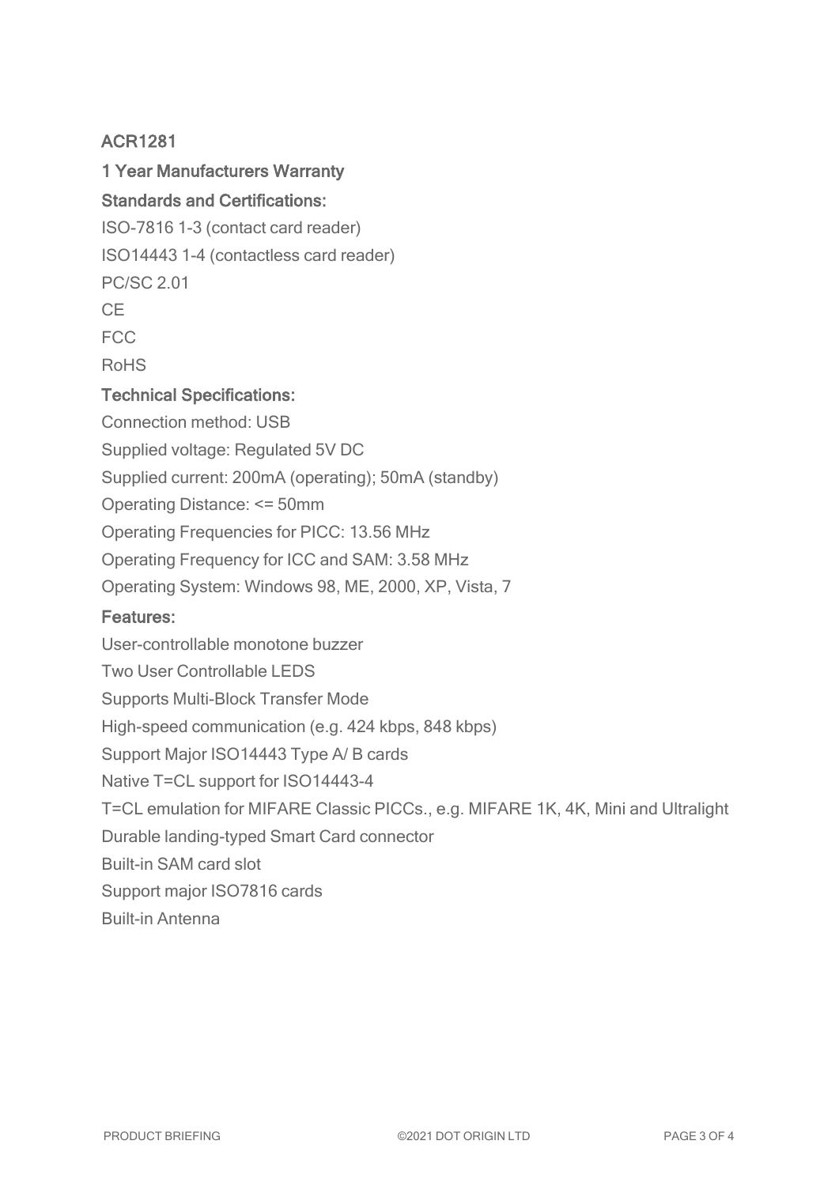## ACR1281

### 1 Year Manufacturers Warranty

### Standards and Certifications:

ISO-7816 1-3 (contact card reader)

ISO14443 1-4 (contactless card reader)

PC/SC 2.01

CE

FCC

RoHS

### Technical Specifications:

Connection method: USB

Supplied voltage: Regulated 5V DC

Supplied current: 200mA (operating); 50mA (standby)

Operating Distance: <= 50mm

Operating Frequencies for PICC: 13.56 MHz

Operating Frequency for ICC and SAM: 3.58 MHz

Operating System: Windows 98, ME, 2000, XP, Vista, 7

### Features:

User-controllable monotone buzzer

Two User Controllable LEDS

Supports Multi-Block Transfer Mode

High-speed communication (e.g. 424 kbps, 848 kbps)

Support Major ISO14443 Type A/ B cards

Native T=CL support for ISO14443-4

T=CL emulation for MIFARE Classic PICCs., e.g. MIFARE 1K, 4K, Mini and Ultralight

Durable landing-typed Smart Card connector

Built-in SAM card slot

Support major ISO7816 cards

Built-in Antenna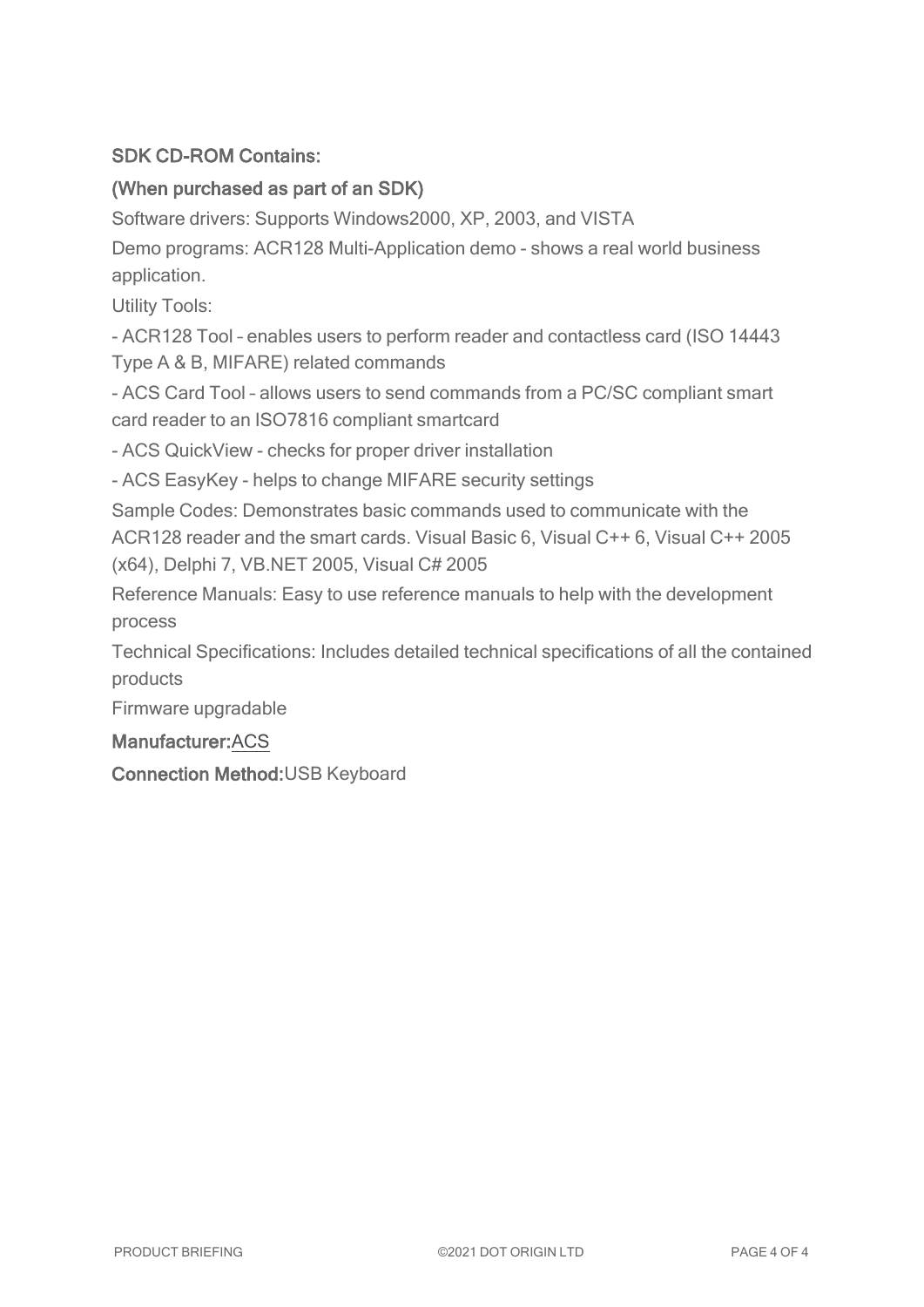**SDK CD-ROM Contains:**

**(When purchased as part of an SDK)**

Software drivers: Supports Windows2000, XP, 2003, and VISTA

Demo programs: ACR128 Multi-Application demo - shows a real world business application.

Utility Tools:

- ACR128 Tool – enables users to perform reader and contactless card (ISO 14443 Type A & B, MIFARE) related commands
- ACS Card Tool – allows users to send commands from a PC/SC compliant smart card reader to an ISO7816 compliant smartcard
- ACS QuickView - checks for proper driver installation
- ACS EasyKey - helps to change MIFARE security settings

Sample Codes: Demonstrates basic commands used to communicate with the ACR128 reader and the smart cards. Visual Basic 6, Visual C++ 6, Visual C++ 2005 (x64), Delphi 7, VB.NET 2005, Visual C# 2005

Reference Manuals: Easy to use reference manuals to help with the development process

Technical Specifications: Includes detailed technical specifications of all the contained products

Firmware upgradable

**Manufacturer:**ACS

**Connection Method:**USB Keyboard